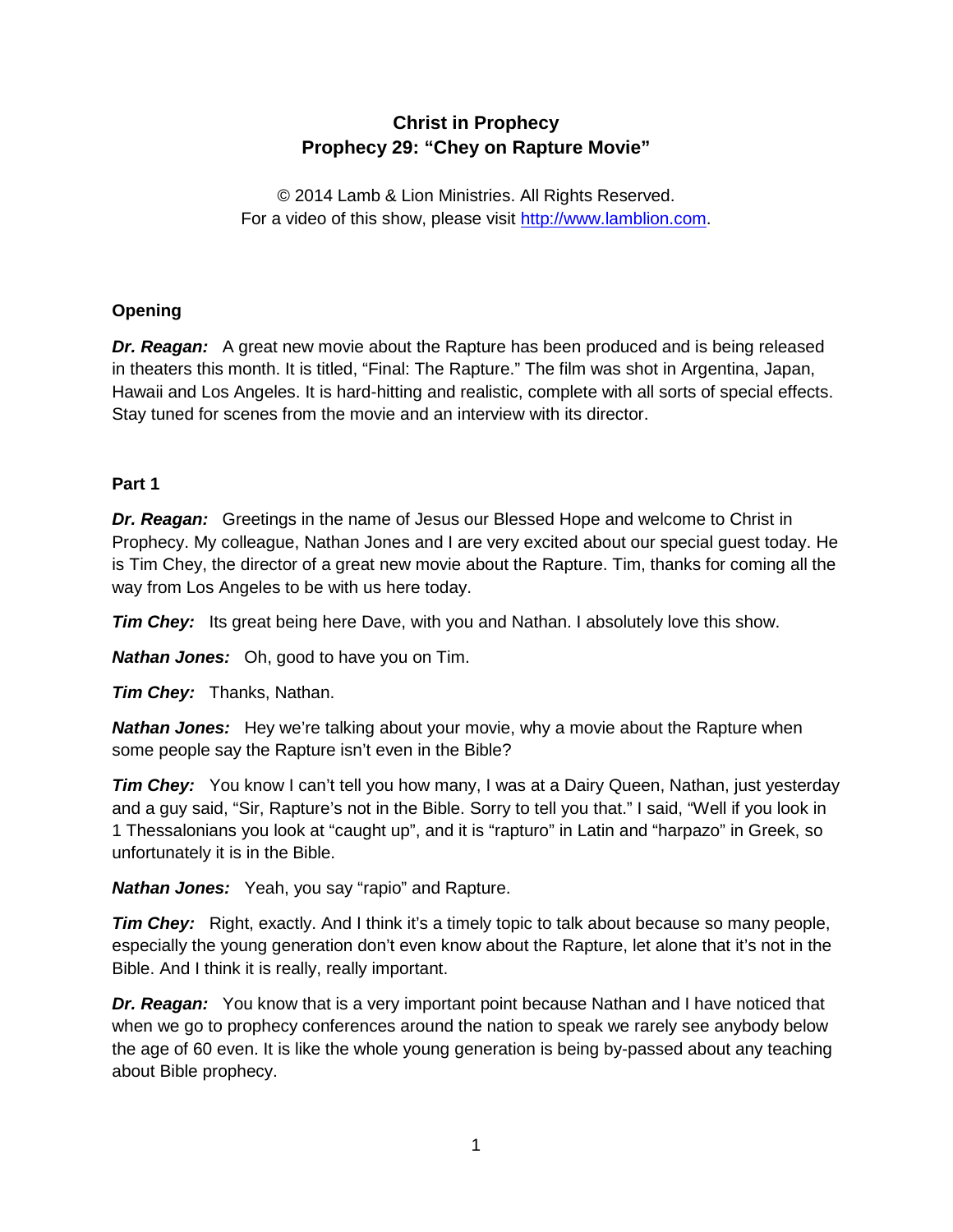# Christ in Prophecy
## Prophecy 29: "Chey on Rapture Movie"

© 2014 Lamb & Lion Ministries. All Rights Reserved.
For a video of this show, please visit http://www.lamblion.com.

### Opening

***Dr. Reagan:*** A great new movie about the Rapture has been produced and is being released in theaters this month. It is titled, "Final: The Rapture." The film was shot in Argentina, Japan, Hawaii and Los Angeles. It is hard-hitting and realistic, complete with all sorts of special effects. Stay tuned for scenes from the movie and an interview with its director.

### Part 1

***Dr. Reagan:*** Greetings in the name of Jesus our Blessed Hope and welcome to Christ in Prophecy. My colleague, Nathan Jones and I are very excited about our special guest today. He is Tim Chey, the director of a great new movie about the Rapture. Tim, thanks for coming all the way from Los Angeles to be with us here today.

***Tim Chey:*** Its great being here Dave, with you and Nathan. I absolutely love this show.

***Nathan Jones:*** Oh, good to have you on Tim.

***Tim Chey:*** Thanks, Nathan.

***Nathan Jones:*** Hey we're talking about your movie, why a movie about the Rapture when some people say the Rapture isn't even in the Bible?

***Tim Chey:*** You know I can't tell you how many, I was at a Dairy Queen, Nathan, just yesterday and a guy said, "Sir, Rapture's not in the Bible. Sorry to tell you that." I said, "Well if you look in 1 Thessalonians you look at "caught up", and it is "rapturo" in Latin and "harpazo" in Greek, so unfortunately it is in the Bible.

***Nathan Jones:*** Yeah, you say "rapio" and Rapture.

***Tim Chey:*** Right, exactly. And I think it's a timely topic to talk about because so many people, especially the young generation don't even know about the Rapture, let alone that it's not in the Bible. And I think it is really, really important.

***Dr. Reagan:*** You know that is a very important point because Nathan and I have noticed that when we go to prophecy conferences around the nation to speak we rarely see anybody below the age of 60 even. It is like the whole young generation is being by-passed about any teaching about Bible prophecy.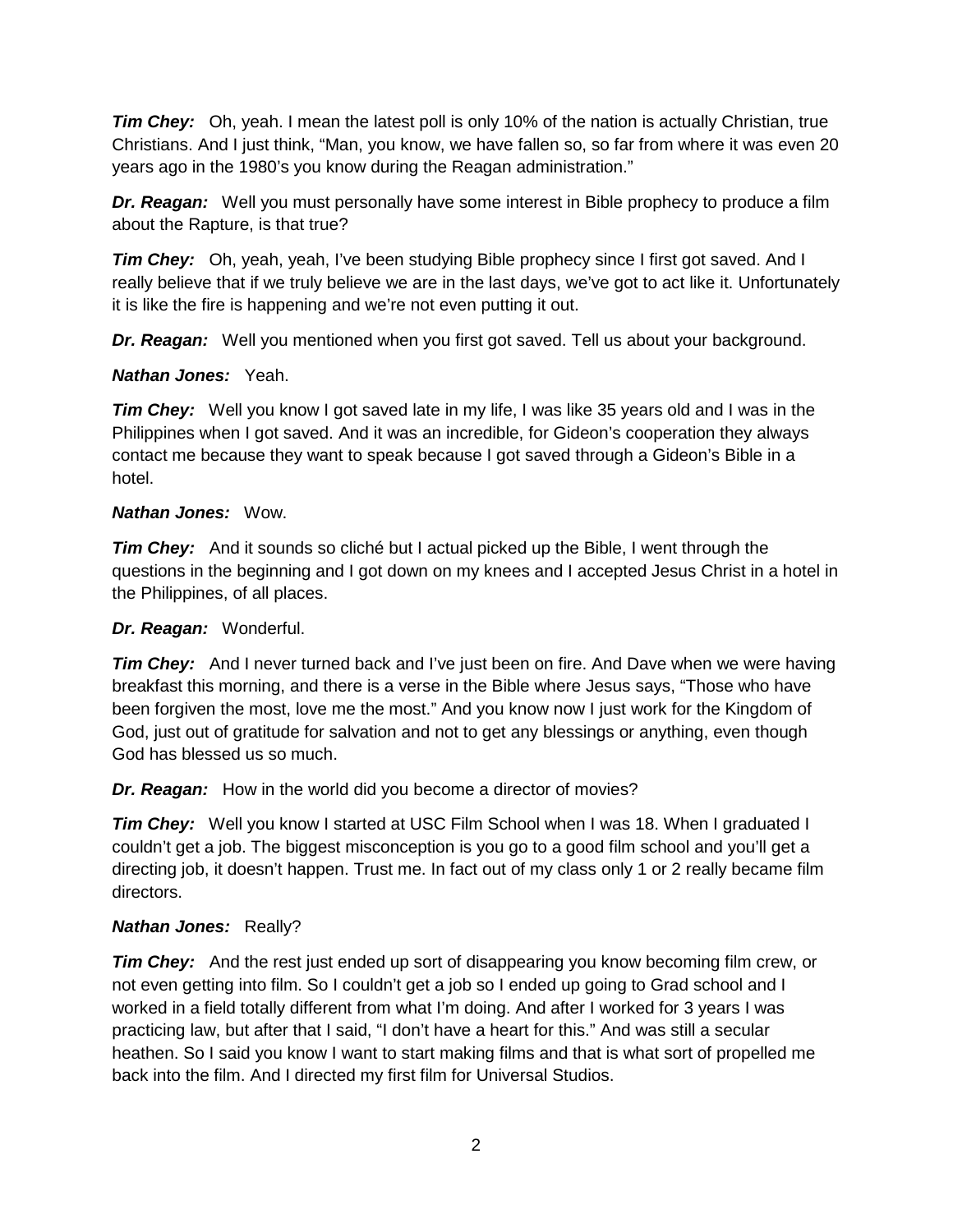***Tim Chey:*** Oh, yeah. I mean the latest poll is only 10% of the nation is actually Christian, true Christians. And I just think, "Man, you know, we have fallen so, so far from where it was even 20 years ago in the 1980's you know during the Reagan administration."

***Dr. Reagan:*** Well you must personally have some interest in Bible prophecy to produce a film about the Rapture, is that true?

***Tim Chey:*** Oh, yeah, yeah, I've been studying Bible prophecy since I first got saved. And I really believe that if we truly believe we are in the last days, we've got to act like it. Unfortunately it is like the fire is happening and we're not even putting it out.

***Dr. Reagan:*** Well you mentioned when you first got saved. Tell us about your background.

***Nathan Jones:*** Yeah.

***Tim Chey:*** Well you know I got saved late in my life, I was like 35 years old and I was in the Philippines when I got saved. And it was an incredible, for Gideon's cooperation they always contact me because they want to speak because I got saved through a Gideon's Bible in a hotel.

***Nathan Jones:*** Wow.

***Tim Chey:*** And it sounds so cliché but I actual picked up the Bible, I went through the questions in the beginning and I got down on my knees and I accepted Jesus Christ in a hotel in the Philippines, of all places.

***Dr. Reagan:*** Wonderful.

***Tim Chey:*** And I never turned back and I've just been on fire. And Dave when we were having breakfast this morning, and there is a verse in the Bible where Jesus says, "Those who have been forgiven the most, love me the most." And you know now I just work for the Kingdom of God, just out of gratitude for salvation and not to get any blessings or anything, even though God has blessed us so much.

***Dr. Reagan:*** How in the world did you become a director of movies?

***Tim Chey:*** Well you know I started at USC Film School when I was 18. When I graduated I couldn't get a job. The biggest misconception is you go to a good film school and you'll get a directing job, it doesn't happen. Trust me. In fact out of my class only 1 or 2 really became film directors.

***Nathan Jones:*** Really?

***Tim Chey:*** And the rest just ended up sort of disappearing you know becoming film crew, or not even getting into film. So I couldn't get a job so I ended up going to Grad school and I worked in a field totally different from what I'm doing. And after I worked for 3 years I was practicing law, but after that I said, "I don't have a heart for this." And was still a secular heathen. So I said you know I want to start making films and that is what sort of propelled me back into the film. And I directed my first film for Universal Studios.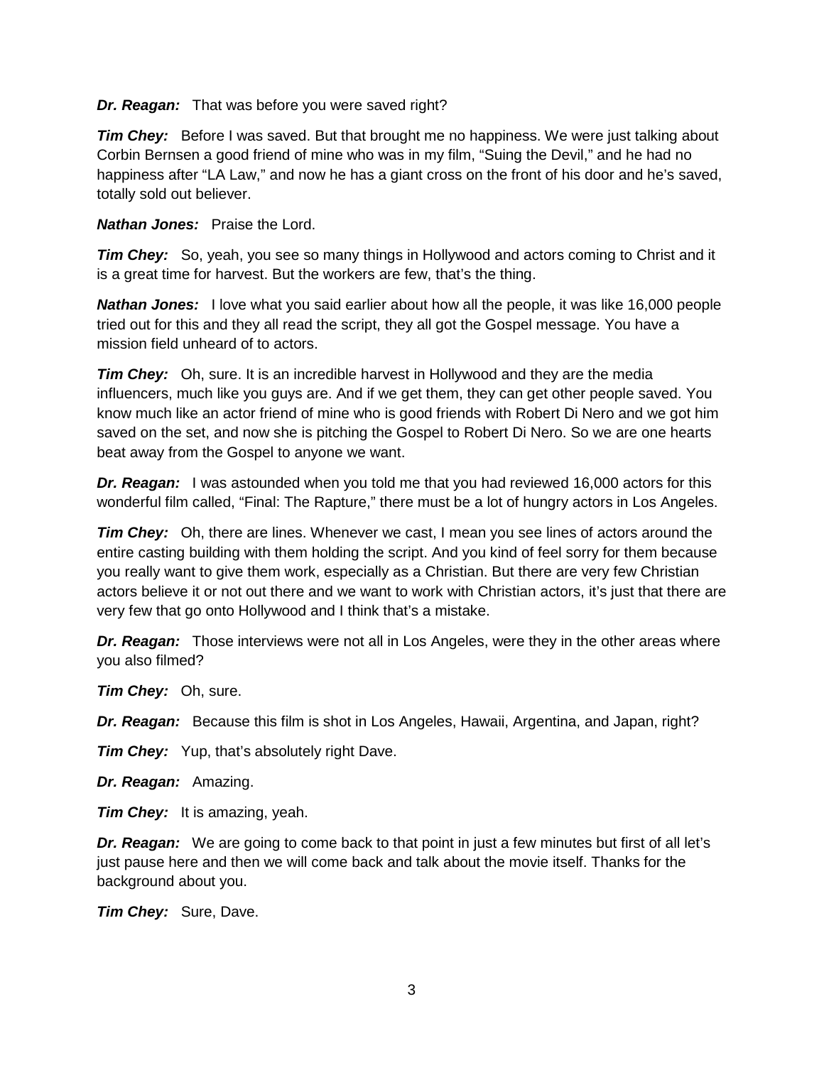***Dr. Reagan:*** That was before you were saved right?

***Tim Chey:*** Before I was saved. But that brought me no happiness. We were just talking about Corbin Bernsen a good friend of mine who was in my film, "Suing the Devil," and he had no happiness after "LA Law," and now he has a giant cross on the front of his door and he's saved, totally sold out believer.

***Nathan Jones:*** Praise the Lord.

***Tim Chey:*** So, yeah, you see so many things in Hollywood and actors coming to Christ and it is a great time for harvest. But the workers are few, that's the thing.

***Nathan Jones:*** I love what you said earlier about how all the people, it was like 16,000 people tried out for this and they all read the script, they all got the Gospel message. You have a mission field unheard of to actors.

***Tim Chey:*** Oh, sure. It is an incredible harvest in Hollywood and they are the media influencers, much like you guys are. And if we get them, they can get other people saved. You know much like an actor friend of mine who is good friends with Robert Di Nero and we got him saved on the set, and now she is pitching the Gospel to Robert Di Nero. So we are one hearts beat away from the Gospel to anyone we want.

***Dr. Reagan:*** I was astounded when you told me that you had reviewed 16,000 actors for this wonderful film called, "Final: The Rapture," there must be a lot of hungry actors in Los Angeles.

***Tim Chey:*** Oh, there are lines. Whenever we cast, I mean you see lines of actors around the entire casting building with them holding the script. And you kind of feel sorry for them because you really want to give them work, especially as a Christian. But there are very few Christian actors believe it or not out there and we want to work with Christian actors, it's just that there are very few that go onto Hollywood and I think that's a mistake.

***Dr. Reagan:*** Those interviews were not all in Los Angeles, were they in the other areas where you also filmed?

***Tim Chey:*** Oh, sure.

***Dr. Reagan:*** Because this film is shot in Los Angeles, Hawaii, Argentina, and Japan, right?

***Tim Chey:*** Yup, that's absolutely right Dave.

***Dr. Reagan:*** Amazing.

***Tim Chey:*** It is amazing, yeah.

***Dr. Reagan:*** We are going to come back to that point in just a few minutes but first of all let's just pause here and then we will come back and talk about the movie itself. Thanks for the background about you.

***Tim Chey:*** Sure, Dave.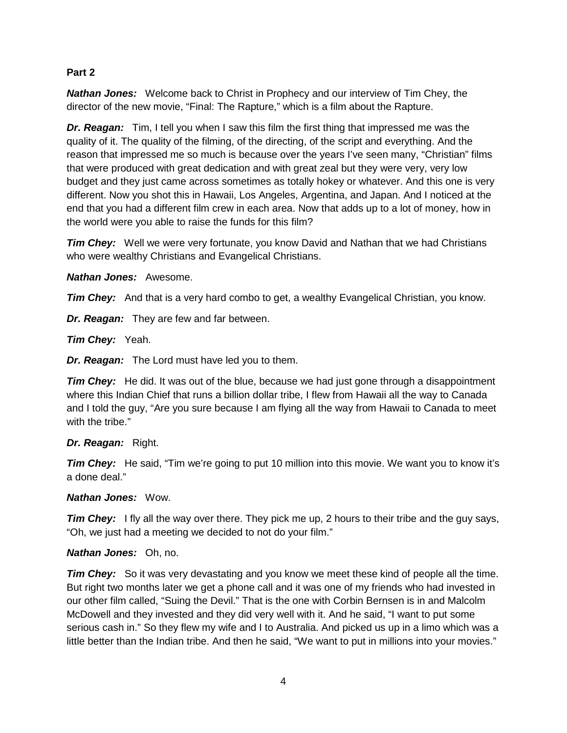**Part 2**

***Nathan Jones:*** Welcome back to Christ in Prophecy and our interview of Tim Chey, the director of the new movie, "Final: The Rapture," which is a film about the Rapture.

***Dr. Reagan:*** Tim, I tell you when I saw this film the first thing that impressed me was the quality of it. The quality of the filming, of the directing, of the script and everything. And the reason that impressed me so much is because over the years I've seen many, "Christian" films that were produced with great dedication and with great zeal but they were very, very low budget and they just came across sometimes as totally hokey or whatever. And this one is very different. Now you shot this in Hawaii, Los Angeles, Argentina, and Japan. And I noticed at the end that you had a different film crew in each area. Now that adds up to a lot of money, how in the world were you able to raise the funds for this film?

***Tim Chey:*** Well we were very fortunate, you know David and Nathan that we had Christians who were wealthy Christians and Evangelical Christians.

***Nathan Jones:*** Awesome.

***Tim Chey:*** And that is a very hard combo to get, a wealthy Evangelical Christian, you know.

***Dr. Reagan:*** They are few and far between.

***Tim Chey:*** Yeah.

***Dr. Reagan:*** The Lord must have led you to them.

***Tim Chey:*** He did. It was out of the blue, because we had just gone through a disappointment where this Indian Chief that runs a billion dollar tribe, I flew from Hawaii all the way to Canada and I told the guy, "Are you sure because I am flying all the way from Hawaii to Canada to meet with the tribe."

***Dr. Reagan:*** Right.

***Tim Chey:*** He said, "Tim we're going to put 10 million into this movie. We want you to know it's a done deal."

***Nathan Jones:*** Wow.

***Tim Chey:*** I fly all the way over there. They pick me up, 2 hours to their tribe and the guy says, "Oh, we just had a meeting we decided to not do your film."

***Nathan Jones:*** Oh, no.

***Tim Chey:*** So it was very devastating and you know we meet these kind of people all the time. But right two months later we get a phone call and it was one of my friends who had invested in our other film called, "Suing the Devil." That is the one with Corbin Bernsen is in and Malcolm McDowell and they invested and they did very well with it. And he said, "I want to put some serious cash in." So they flew my wife and I to Australia. And picked us up in a limo which was a little better than the Indian tribe. And then he said, "We want to put in millions into your movies."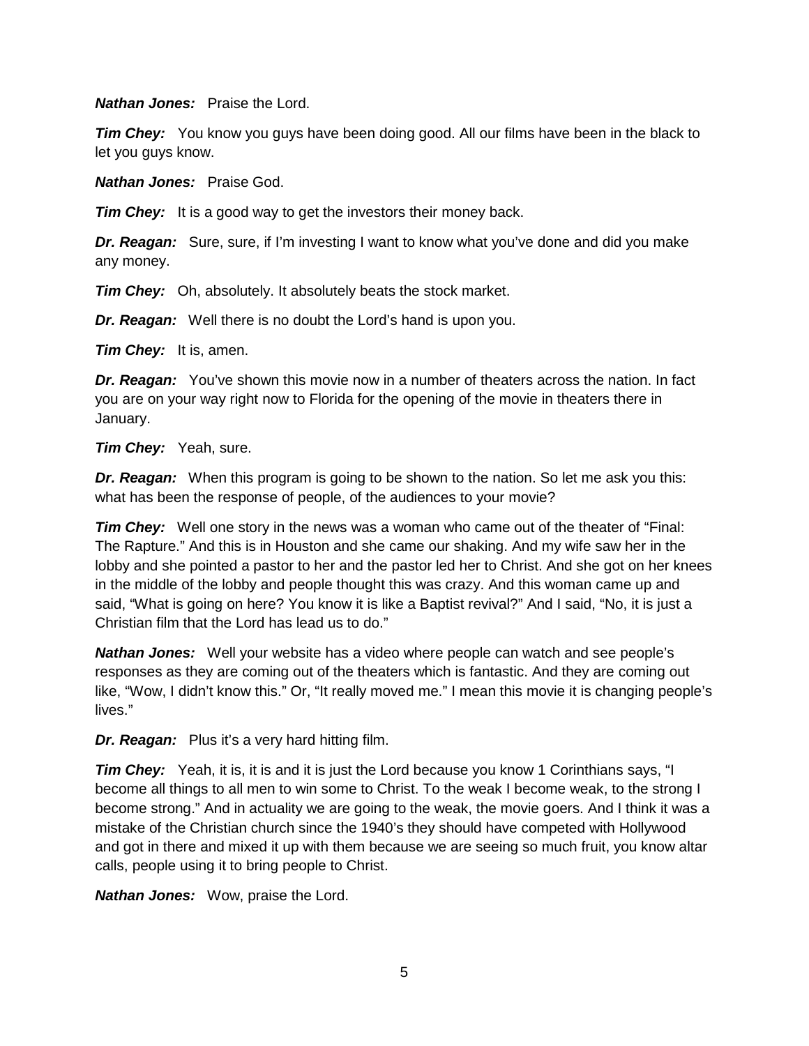***Nathan Jones:*** Praise the Lord.

***Tim Chey:*** You know you guys have been doing good. All our films have been in the black to let you guys know.

***Nathan Jones:*** Praise God.

***Tim Chey:*** It is a good way to get the investors their money back.

***Dr. Reagan:*** Sure, sure, if I'm investing I want to know what you've done and did you make any money.

***Tim Chey:*** Oh, absolutely. It absolutely beats the stock market.

***Dr. Reagan:*** Well there is no doubt the Lord's hand is upon you.

***Tim Chey:*** It is, amen.

***Dr. Reagan:*** You've shown this movie now in a number of theaters across the nation. In fact you are on your way right now to Florida for the opening of the movie in theaters there in January.

***Tim Chey:*** Yeah, sure.

***Dr. Reagan:*** When this program is going to be shown to the nation. So let me ask you this: what has been the response of people, of the audiences to your movie?

***Tim Chey:*** Well one story in the news was a woman who came out of the theater of "Final: The Rapture." And this is in Houston and she came our shaking. And my wife saw her in the lobby and she pointed a pastor to her and the pastor led her to Christ. And she got on her knees in the middle of the lobby and people thought this was crazy. And this woman came up and said, "What is going on here? You know it is like a Baptist revival?" And I said, "No, it is just a Christian film that the Lord has lead us to do."

***Nathan Jones:*** Well your website has a video where people can watch and see people's responses as they are coming out of the theaters which is fantastic. And they are coming out like, "Wow, I didn't know this." Or, "It really moved me." I mean this movie it is changing people's lives."

***Dr. Reagan:*** Plus it's a very hard hitting film.

***Tim Chey:*** Yeah, it is, it is and it is just the Lord because you know 1 Corinthians says, "I become all things to all men to win some to Christ. To the weak I become weak, to the strong I become strong." And in actuality we are going to the weak, the movie goers. And I think it was a mistake of the Christian church since the 1940's they should have competed with Hollywood and got in there and mixed it up with them because we are seeing so much fruit, you know altar calls, people using it to bring people to Christ.

***Nathan Jones:*** Wow, praise the Lord.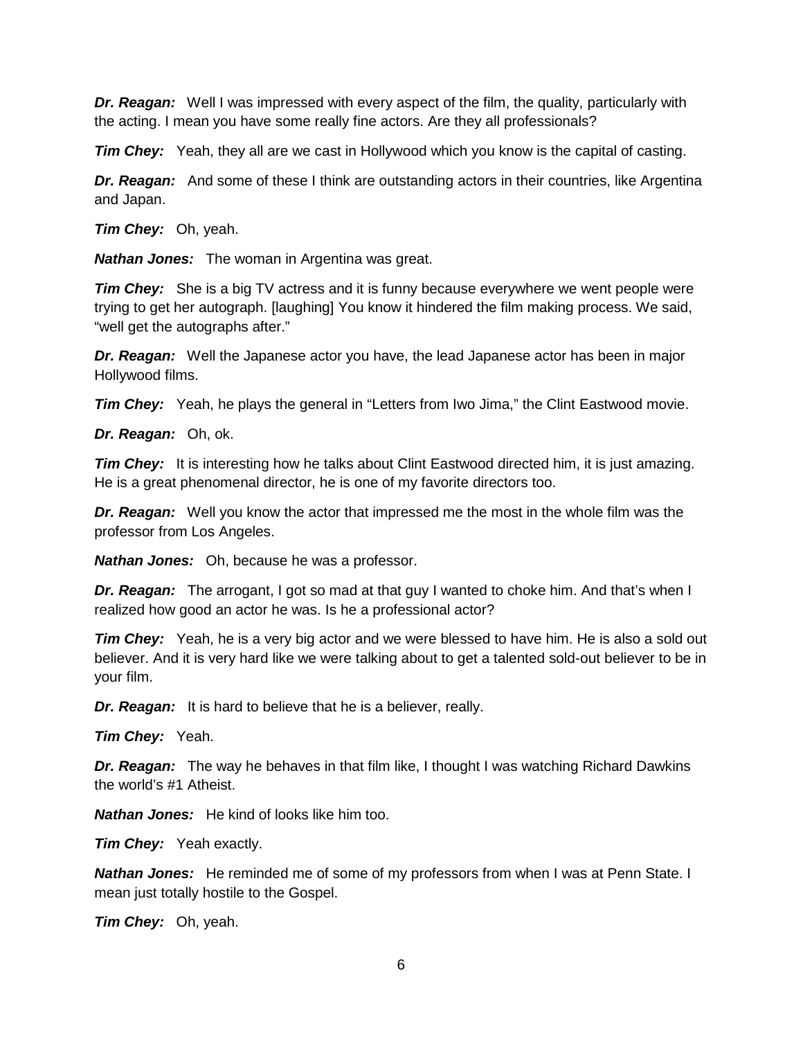***Dr. Reagan:*** Well I was impressed with every aspect of the film, the quality, particularly with the acting. I mean you have some really fine actors. Are they all professionals?

***Tim Chey:*** Yeah, they all are we cast in Hollywood which you know is the capital of casting.

***Dr. Reagan:*** And some of these I think are outstanding actors in their countries, like Argentina and Japan.

***Tim Chey:*** Oh, yeah.

***Nathan Jones:*** The woman in Argentina was great.

***Tim Chey:*** She is a big TV actress and it is funny because everywhere we went people were trying to get her autograph. [laughing] You know it hindered the film making process. We said, "well get the autographs after."

***Dr. Reagan:*** Well the Japanese actor you have, the lead Japanese actor has been in major Hollywood films.

***Tim Chey:*** Yeah, he plays the general in "Letters from Iwo Jima," the Clint Eastwood movie.

***Dr. Reagan:*** Oh, ok.

***Tim Chey:*** It is interesting how he talks about Clint Eastwood directed him, it is just amazing. He is a great phenomenal director, he is one of my favorite directors too.

***Dr. Reagan:*** Well you know the actor that impressed me the most in the whole film was the professor from Los Angeles.

***Nathan Jones:*** Oh, because he was a professor.

***Dr. Reagan:*** The arrogant, I got so mad at that guy I wanted to choke him. And that's when I realized how good an actor he was. Is he a professional actor?

***Tim Chey:*** Yeah, he is a very big actor and we were blessed to have him. He is also a sold out believer. And it is very hard like we were talking about to get a talented sold-out believer to be in your film.

***Dr. Reagan:*** It is hard to believe that he is a believer, really.

***Tim Chey:*** Yeah.

***Dr. Reagan:*** The way he behaves in that film like, I thought I was watching Richard Dawkins the world's #1 Atheist.

***Nathan Jones:*** He kind of looks like him too.

***Tim Chey:*** Yeah exactly.

***Nathan Jones:*** He reminded me of some of my professors from when I was at Penn State. I mean just totally hostile to the Gospel.

***Tim Chey:*** Oh, yeah.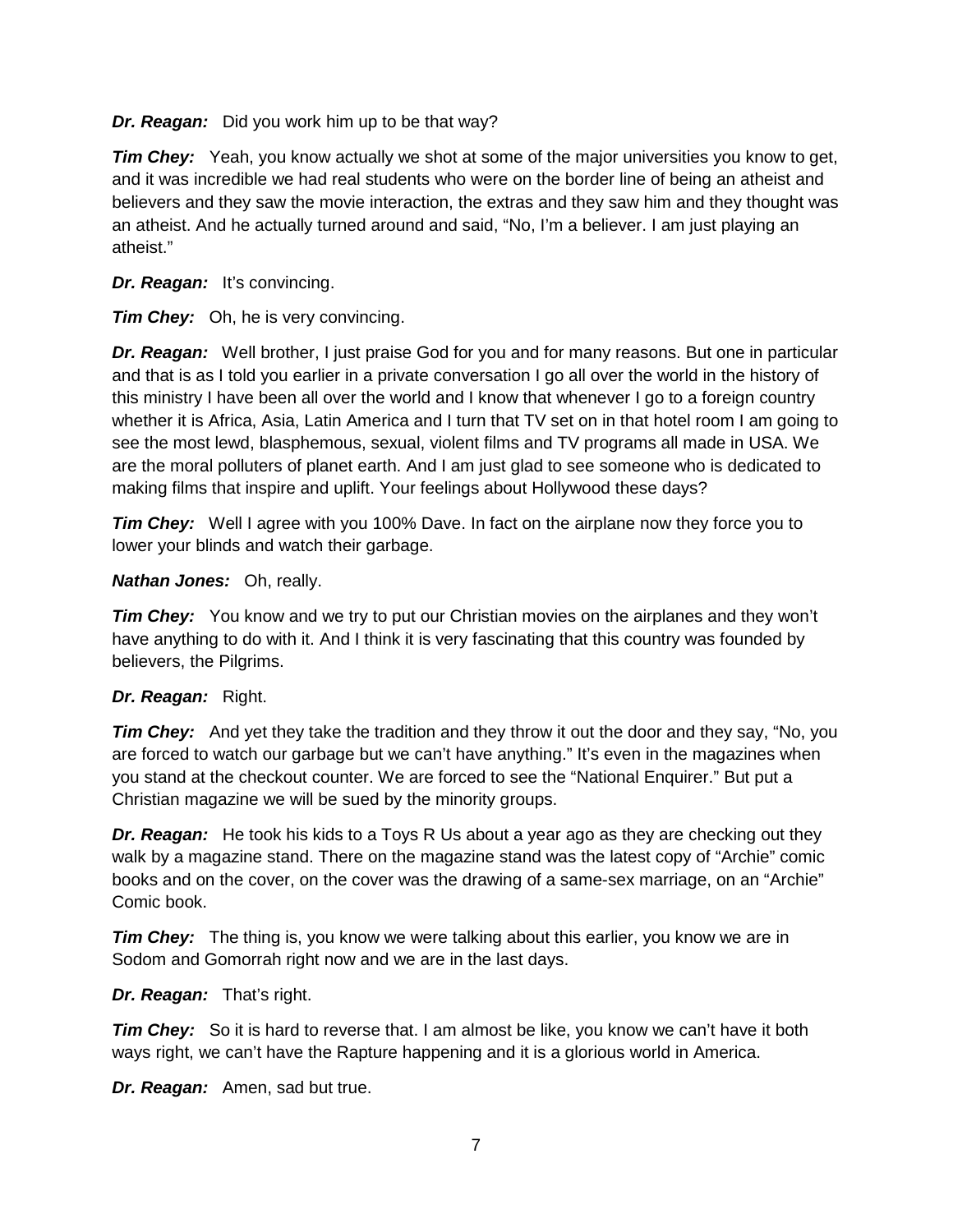***Dr. Reagan:*** Did you work him up to be that way?

***Tim Chey:*** Yeah, you know actually we shot at some of the major universities you know to get, and it was incredible we had real students who were on the border line of being an atheist and believers and they saw the movie interaction, the extras and they saw him and they thought was an atheist. And he actually turned around and said, "No, I'm a believer. I am just playing an atheist."

***Dr. Reagan:*** It's convincing.

***Tim Chey:*** Oh, he is very convincing.

***Dr. Reagan:*** Well brother, I just praise God for you and for many reasons. But one in particular and that is as I told you earlier in a private conversation I go all over the world in the history of this ministry I have been all over the world and I know that whenever I go to a foreign country whether it is Africa, Asia, Latin America and I turn that TV set on in that hotel room I am going to see the most lewd, blasphemous, sexual, violent films and TV programs all made in USA. We are the moral polluters of planet earth. And I am just glad to see someone who is dedicated to making films that inspire and uplift. Your feelings about Hollywood these days?

***Tim Chey:*** Well I agree with you 100% Dave. In fact on the airplane now they force you to lower your blinds and watch their garbage.

***Nathan Jones:*** Oh, really.

***Tim Chey:*** You know and we try to put our Christian movies on the airplanes and they won't have anything to do with it. And I think it is very fascinating that this country was founded by believers, the Pilgrims.

***Dr. Reagan:*** Right.

***Tim Chey:*** And yet they take the tradition and they throw it out the door and they say, "No, you are forced to watch our garbage but we can't have anything." It's even in the magazines when you stand at the checkout counter. We are forced to see the "National Enquirer." But put a Christian magazine we will be sued by the minority groups.

***Dr. Reagan:*** He took his kids to a Toys R Us about a year ago as they are checking out they walk by a magazine stand. There on the magazine stand was the latest copy of "Archie" comic books and on the cover, on the cover was the drawing of a same-sex marriage, on an "Archie" Comic book.

***Tim Chey:*** The thing is, you know we were talking about this earlier, you know we are in Sodom and Gomorrah right now and we are in the last days.

***Dr. Reagan:*** That's right.

***Tim Chey:*** So it is hard to reverse that. I am almost be like, you know we can't have it both ways right, we can't have the Rapture happening and it is a glorious world in America.

***Dr. Reagan:*** Amen, sad but true.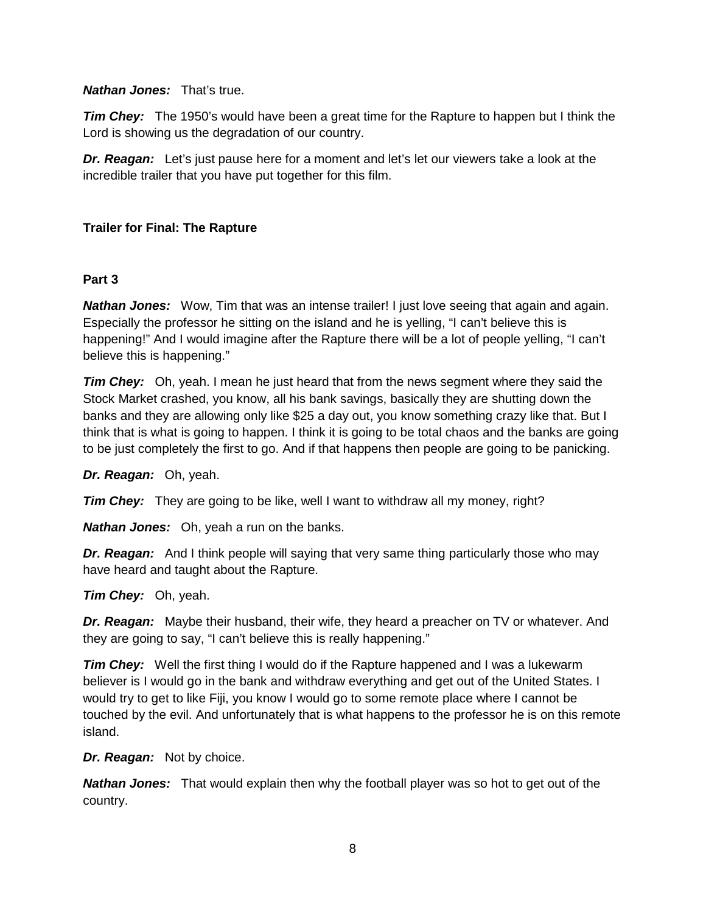***Nathan Jones:*** That's true.

***Tim Chey:*** The 1950's would have been a great time for the Rapture to happen but I think the Lord is showing us the degradation of our country.

***Dr. Reagan:*** Let's just pause here for a moment and let's let our viewers take a look at the incredible trailer that you have put together for this film.

**Trailer for Final: The Rapture**

**Part 3**

***Nathan Jones:*** Wow, Tim that was an intense trailer! I just love seeing that again and again. Especially the professor he sitting on the island and he is yelling, "I can't believe this is happening!" And I would imagine after the Rapture there will be a lot of people yelling, "I can't believe this is happening."

***Tim Chey:*** Oh, yeah. I mean he just heard that from the news segment where they said the Stock Market crashed, you know, all his bank savings, basically they are shutting down the banks and they are allowing only like $25 a day out, you know something crazy like that. But I think that is what is going to happen. I think it is going to be total chaos and the banks are going to be just completely the first to go. And if that happens then people are going to be panicking.

***Dr. Reagan:*** Oh, yeah.

***Tim Chey:*** They are going to be like, well I want to withdraw all my money, right?

***Nathan Jones:*** Oh, yeah a run on the banks.

***Dr. Reagan:*** And I think people will saying that very same thing particularly those who may have heard and taught about the Rapture.

***Tim Chey:*** Oh, yeah.

***Dr. Reagan:*** Maybe their husband, their wife, they heard a preacher on TV or whatever. And they are going to say, "I can't believe this is really happening."

***Tim Chey:*** Well the first thing I would do if the Rapture happened and I was a lukewarm believer is I would go in the bank and withdraw everything and get out of the United States. I would try to get to like Fiji, you know I would go to some remote place where I cannot be touched by the evil. And unfortunately that is what happens to the professor he is on this remote island.

***Dr. Reagan:*** Not by choice.

***Nathan Jones:*** That would explain then why the football player was so hot to get out of the country.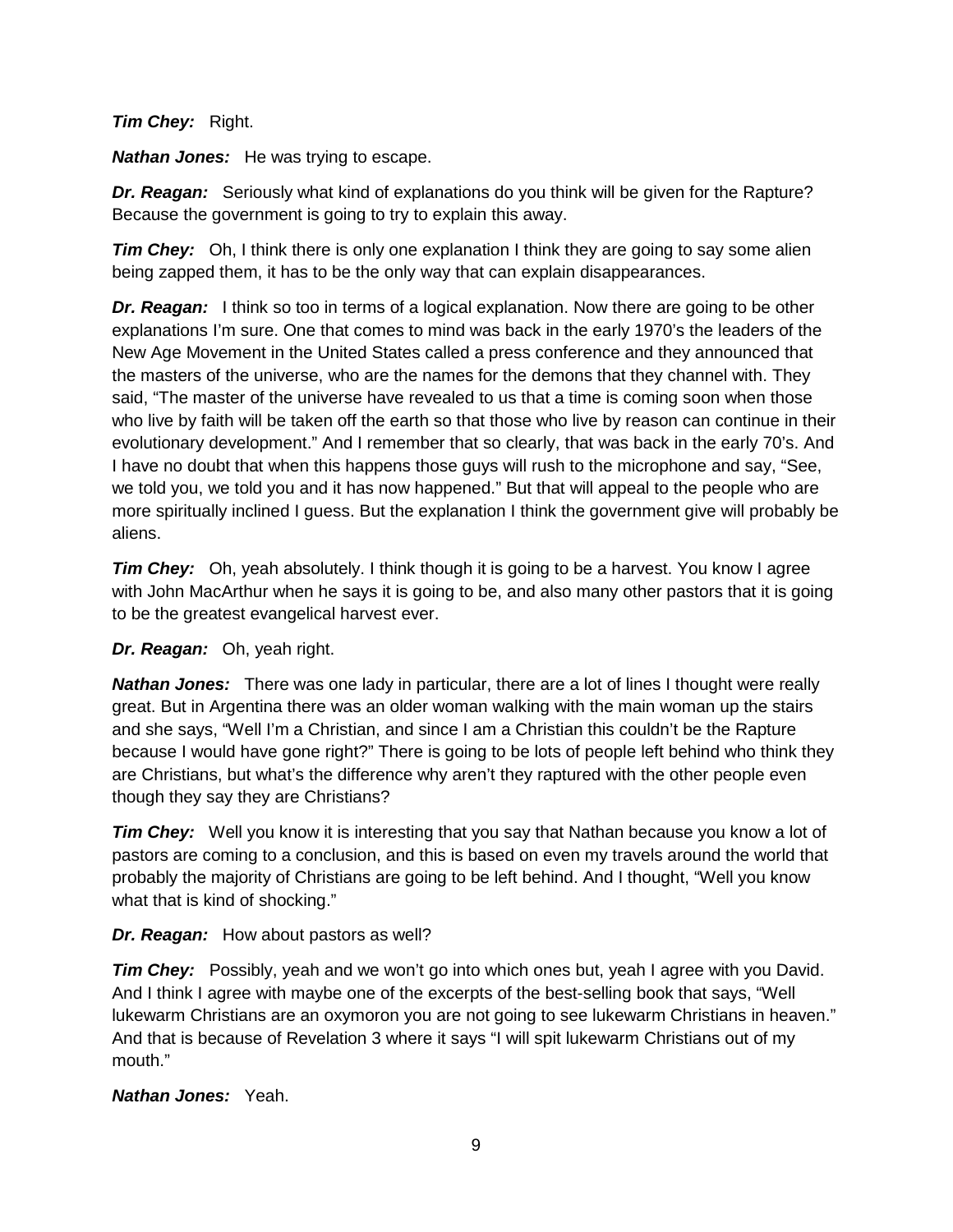***Tim Chey:*** Right.

***Nathan Jones:*** He was trying to escape.

***Dr. Reagan:*** Seriously what kind of explanations do you think will be given for the Rapture? Because the government is going to try to explain this away.

***Tim Chey:*** Oh, I think there is only one explanation I think they are going to say some alien being zapped them, it has to be the only way that can explain disappearances.

***Dr. Reagan:*** I think so too in terms of a logical explanation. Now there are going to be other explanations I'm sure. One that comes to mind was back in the early 1970's the leaders of the New Age Movement in the United States called a press conference and they announced that the masters of the universe, who are the names for the demons that they channel with. They said, "The master of the universe have revealed to us that a time is coming soon when those who live by faith will be taken off the earth so that those who live by reason can continue in their evolutionary development." And I remember that so clearly, that was back in the early 70's. And I have no doubt that when this happens those guys will rush to the microphone and say, "See, we told you, we told you and it has now happened." But that will appeal to the people who are more spiritually inclined I guess. But the explanation I think the government give will probably be aliens.

***Tim Chey:*** Oh, yeah absolutely. I think though it is going to be a harvest. You know I agree with John MacArthur when he says it is going to be, and also many other pastors that it is going to be the greatest evangelical harvest ever.

***Dr. Reagan:*** Oh, yeah right.

***Nathan Jones:*** There was one lady in particular, there are a lot of lines I thought were really great. But in Argentina there was an older woman walking with the main woman up the stairs and she says, "Well I'm a Christian, and since I am a Christian this couldn't be the Rapture because I would have gone right?" There is going to be lots of people left behind who think they are Christians, but what's the difference why aren't they raptured with the other people even though they say they are Christians?

***Tim Chey:*** Well you know it is interesting that you say that Nathan because you know a lot of pastors are coming to a conclusion, and this is based on even my travels around the world that probably the majority of Christians are going to be left behind. And I thought, "Well you know what that is kind of shocking."

***Dr. Reagan:*** How about pastors as well?

***Tim Chey:*** Possibly, yeah and we won't go into which ones but, yeah I agree with you David. And I think I agree with maybe one of the excerpts of the best-selling book that says, "Well lukewarm Christians are an oxymoron you are not going to see lukewarm Christians in heaven." And that is because of Revelation 3 where it says "I will spit lukewarm Christians out of my mouth."

***Nathan Jones:*** Yeah.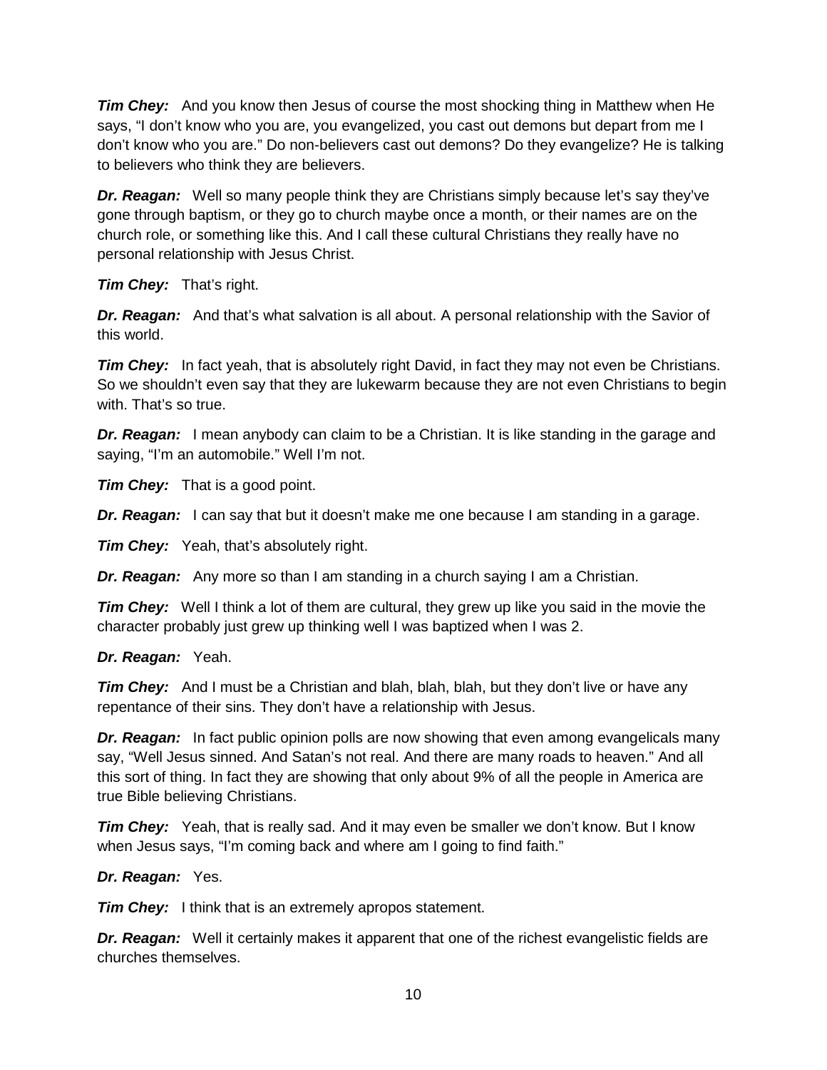***Tim Chey:*** And you know then Jesus of course the most shocking thing in Matthew when He says, "I don't know who you are, you evangelized, you cast out demons but depart from me I don't know who you are." Do non-believers cast out demons? Do they evangelize? He is talking to believers who think they are believers.

***Dr. Reagan:*** Well so many people think they are Christians simply because let's say they've gone through baptism, or they go to church maybe once a month, or their names are on the church role, or something like this. And I call these cultural Christians they really have no personal relationship with Jesus Christ.

***Tim Chey:*** That's right.

***Dr. Reagan:*** And that's what salvation is all about. A personal relationship with the Savior of this world.

***Tim Chey:*** In fact yeah, that is absolutely right David, in fact they may not even be Christians. So we shouldn't even say that they are lukewarm because they are not even Christians to begin with. That's so true.

***Dr. Reagan:*** I mean anybody can claim to be a Christian. It is like standing in the garage and saying, "I'm an automobile." Well I'm not.

***Tim Chey:*** That is a good point.

***Dr. Reagan:*** I can say that but it doesn't make me one because I am standing in a garage.

***Tim Chey:*** Yeah, that's absolutely right.

***Dr. Reagan:*** Any more so than I am standing in a church saying I am a Christian.

***Tim Chey:*** Well I think a lot of them are cultural, they grew up like you said in the movie the character probably just grew up thinking well I was baptized when I was 2.

***Dr. Reagan:*** Yeah.

***Tim Chey:*** And I must be a Christian and blah, blah, blah, but they don't live or have any repentance of their sins. They don't have a relationship with Jesus.

***Dr. Reagan:*** In fact public opinion polls are now showing that even among evangelicals many say, "Well Jesus sinned. And Satan's not real. And there are many roads to heaven." And all this sort of thing. In fact they are showing that only about 9% of all the people in America are true Bible believing Christians.

***Tim Chey:*** Yeah, that is really sad. And it may even be smaller we don't know. But I know when Jesus says, "I'm coming back and where am I going to find faith."

***Dr. Reagan:*** Yes.

***Tim Chey:*** I think that is an extremely apropos statement.

***Dr. Reagan:*** Well it certainly makes it apparent that one of the richest evangelistic fields are churches themselves.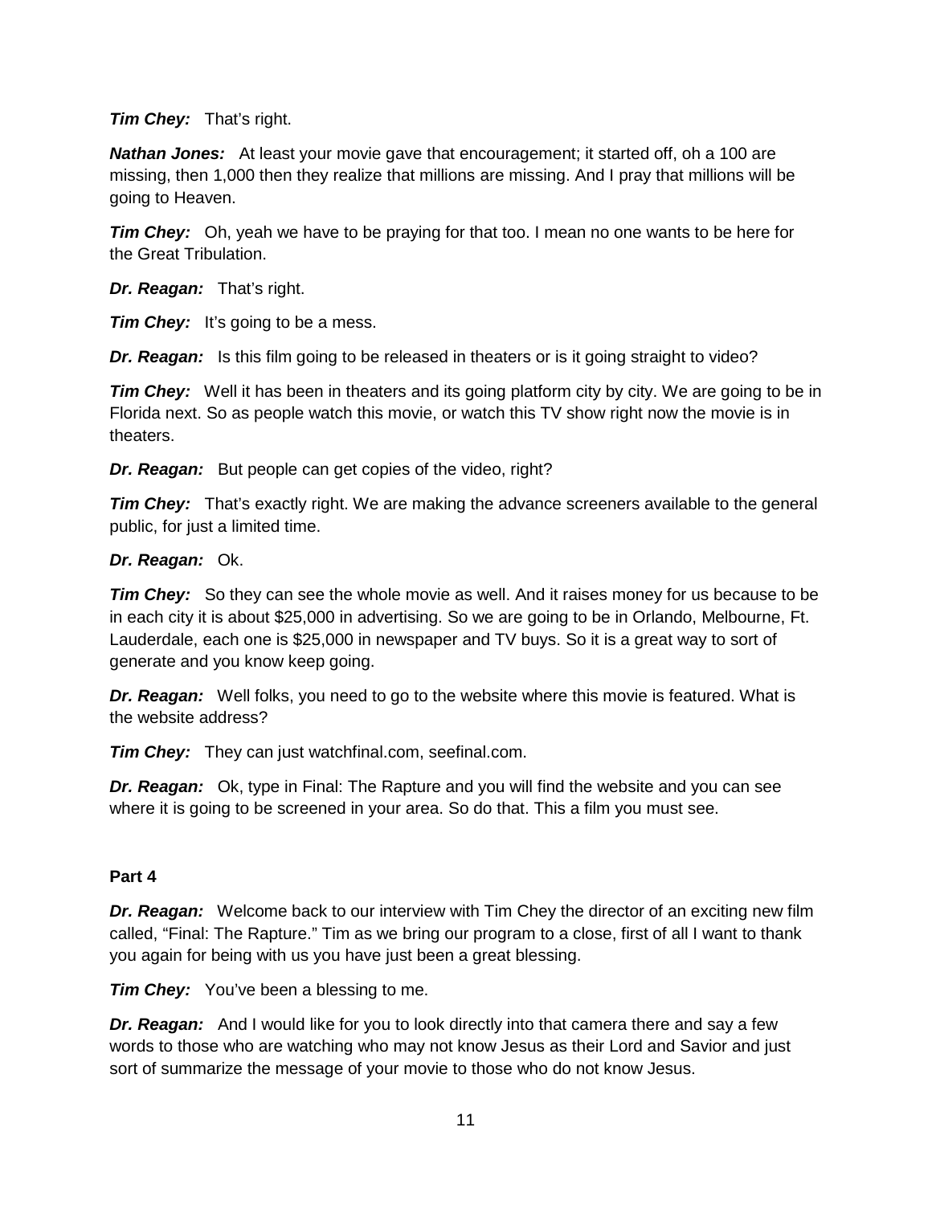***Tim Chey:*** That's right.

***Nathan Jones:*** At least your movie gave that encouragement; it started off, oh a 100 are missing, then 1,000 then they realize that millions are missing. And I pray that millions will be going to Heaven.

***Tim Chey:*** Oh, yeah we have to be praying for that too. I mean no one wants to be here for the Great Tribulation.

***Dr. Reagan:*** That's right.

***Tim Chey:*** It's going to be a mess.

***Dr. Reagan:*** Is this film going to be released in theaters or is it going straight to video?

***Tim Chey:*** Well it has been in theaters and its going platform city by city. We are going to be in Florida next. So as people watch this movie, or watch this TV show right now the movie is in theaters.

***Dr. Reagan:*** But people can get copies of the video, right?

***Tim Chey:*** That's exactly right. We are making the advance screeners available to the general public, for just a limited time.

***Dr. Reagan:*** Ok.

***Tim Chey:*** So they can see the whole movie as well. And it raises money for us because to be in each city it is about $25,000 in advertising. So we are going to be in Orlando, Melbourne, Ft. Lauderdale, each one is $25,000 in newspaper and TV buys. So it is a great way to sort of generate and you know keep going.

***Dr. Reagan:*** Well folks, you need to go to the website where this movie is featured. What is the website address?

***Tim Chey:*** They can just watchfinal.com, seefinal.com.

***Dr. Reagan:*** Ok, type in Final: The Rapture and you will find the website and you can see where it is going to be screened in your area. So do that. This a film you must see.

**Part 4**

***Dr. Reagan:*** Welcome back to our interview with Tim Chey the director of an exciting new film called, "Final: The Rapture." Tim as we bring our program to a close, first of all I want to thank you again for being with us you have just been a great blessing.

***Tim Chey:*** You've been a blessing to me.

***Dr. Reagan:*** And I would like for you to look directly into that camera there and say a few words to those who are watching who may not know Jesus as their Lord and Savior and just sort of summarize the message of your movie to those who do not know Jesus.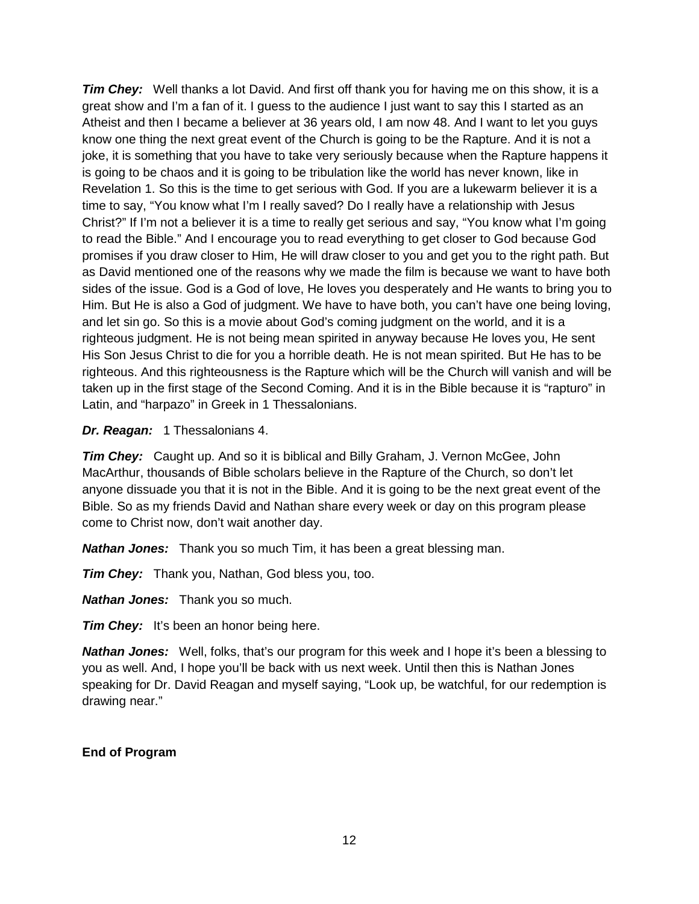***Tim Chey:*** Well thanks a lot David. And first off thank you for having me on this show, it is a great show and I'm a fan of it. I guess to the audience I just want to say this I started as an Atheist and then I became a believer at 36 years old, I am now 48. And I want to let you guys know one thing the next great event of the Church is going to be the Rapture. And it is not a joke, it is something that you have to take very seriously because when the Rapture happens it is going to be chaos and it is going to be tribulation like the world has never known, like in Revelation 1. So this is the time to get serious with God. If you are a lukewarm believer it is a time to say, "You know what I'm I really saved? Do I really have a relationship with Jesus Christ?" If I'm not a believer it is a time to really get serious and say, "You know what I'm going to read the Bible." And I encourage you to read everything to get closer to God because God promises if you draw closer to Him, He will draw closer to you and get you to the right path. But as David mentioned one of the reasons why we made the film is because we want to have both sides of the issue. God is a God of love, He loves you desperately and He wants to bring you to Him. But He is also a God of judgment. We have to have both, you can't have one being loving, and let sin go. So this is a movie about God's coming judgment on the world, and it is a righteous judgment. He is not being mean spirited in anyway because He loves you, He sent His Son Jesus Christ to die for you a horrible death. He is not mean spirited. But He has to be righteous. And this righteousness is the Rapture which will be the Church will vanish and will be taken up in the first stage of the Second Coming. And it is in the Bible because it is "rapturo" in Latin, and "harpazo" in Greek in 1 Thessalonians.

***Dr. Reagan:*** 1 Thessalonians 4.

***Tim Chey:*** Caught up. And so it is biblical and Billy Graham, J. Vernon McGee, John MacArthur, thousands of Bible scholars believe in the Rapture of the Church, so don't let anyone dissuade you that it is not in the Bible. And it is going to be the next great event of the Bible. So as my friends David and Nathan share every week or day on this program please come to Christ now, don't wait another day.

***Nathan Jones:*** Thank you so much Tim, it has been a great blessing man.

***Tim Chey:*** Thank you, Nathan, God bless you, too.

***Nathan Jones:*** Thank you so much.

***Tim Chey:*** It's been an honor being here.

***Nathan Jones:*** Well, folks, that's our program for this week and I hope it's been a blessing to you as well. And, I hope you'll be back with us next week. Until then this is Nathan Jones speaking for Dr. David Reagan and myself saying, "Look up, be watchful, for our redemption is drawing near."

**End of Program**